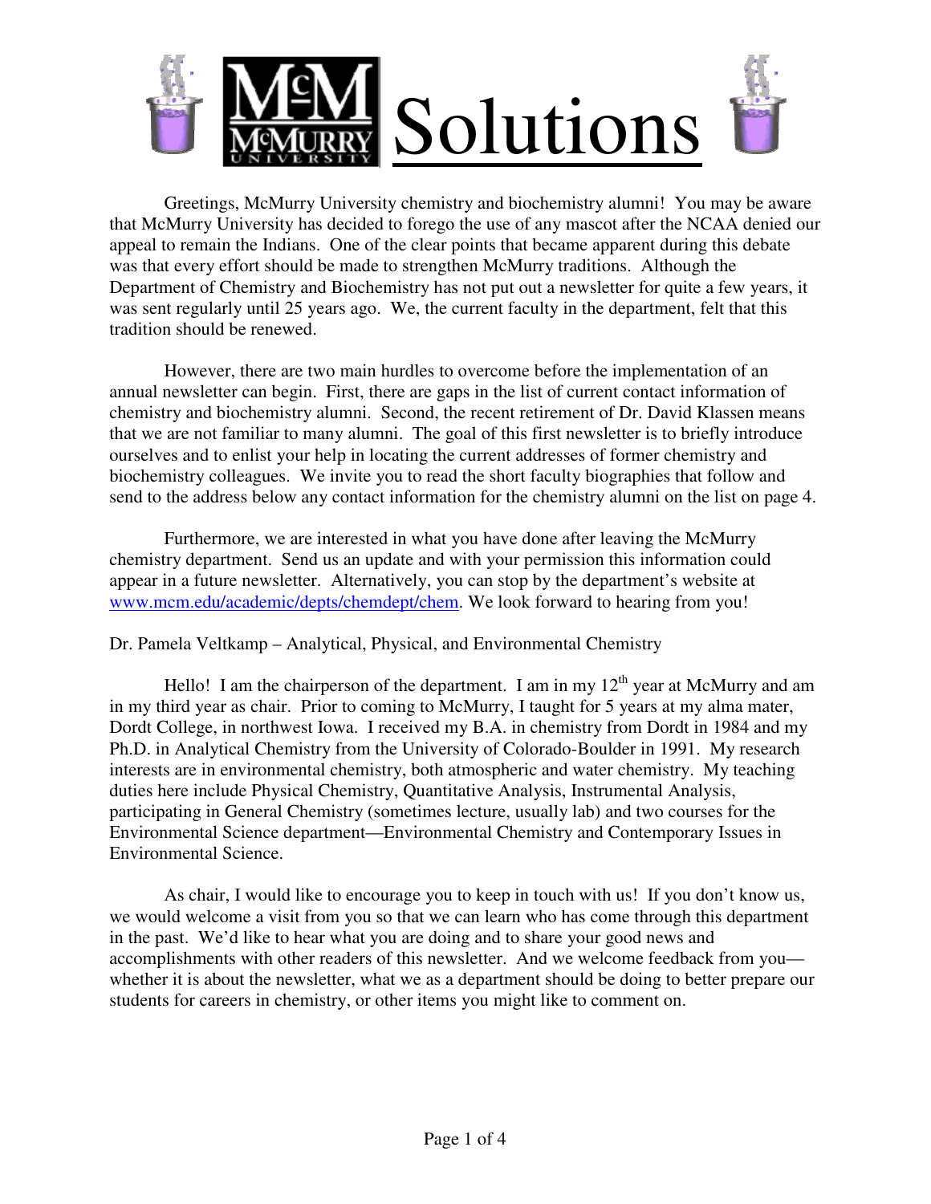# Solutions

Greetings, McMurry University chemistry and biochemistry alumni! You may be aware that McMurry University has decided to forego the use of any mascot after the NCAA denied our appeal to remain the Indians. One of the clear points that became apparent during this debate was that every effort should be made to strengthen McMurry traditions. Although the Department of Chemistry and Biochemistry has not put out a newsletter for quite a few years, it was sent regularly until 25 years ago. We, the current faculty in the department, felt that this tradition should be renewed.

However, there are two main hurdles to overcome before the implementation of an annual newsletter can begin. First, there are gaps in the list of current contact information of chemistry and biochemistry alumni. Second, the recent retirement of Dr. David Klassen means that we are not familiar to many alumni. The goal of this first newsletter is to briefly introduce ourselves and to enlist your help in locating the current addresses of former chemistry and biochemistry colleagues. We invite you to read the short faculty biographies that follow and send to the address below any contact information for the chemistry alumni on the list on page 4.

Furthermore, we are interested in what you have done after leaving the McMurry chemistry department. Send us an update and with your permission this information could appear in a future newsletter. Alternatively, you can stop by the department's website at [www.mcm.edu/academic/depts/chemdept/chem](www.mcm.edu/academic/depts/chemdept/chem). We look forward to hearing from you!

Dr. Pamela Veltkamp – Analytical, Physical, and Environmental Chemistry

Hello! I am the chairperson of the department. I am in my 12th year at McMurry and am in my third year as chair. Prior to coming to McMurry, I taught for 5 years at my alma mater, Dordt College, in northwest Iowa. I received my B.A. in chemistry from Dordt in 1984 and my Ph.D. in Analytical Chemistry from the University of Colorado-Boulder in 1991. My research interests are in environmental chemistry, both atmospheric and water chemistry. My teaching duties here include Physical Chemistry, Quantitative Analysis, Instrumental Analysis, participating in General Chemistry (sometimes lecture, usually lab) and two courses for the Environmental Science department—Environmental Chemistry and Contemporary Issues in Environmental Science.

As chair, I would like to encourage you to keep in touch with us! If you don't know us, we would welcome a visit from you so that we can learn who has come through this department in the past. We'd like to hear what you are doing and to share your good news and accomplishments with other readers of this newsletter. And we welcome feedback from you—whether it is about the newsletter, what we as a department should be doing to better prepare our students for careers in chemistry, or other items you might like to comment on.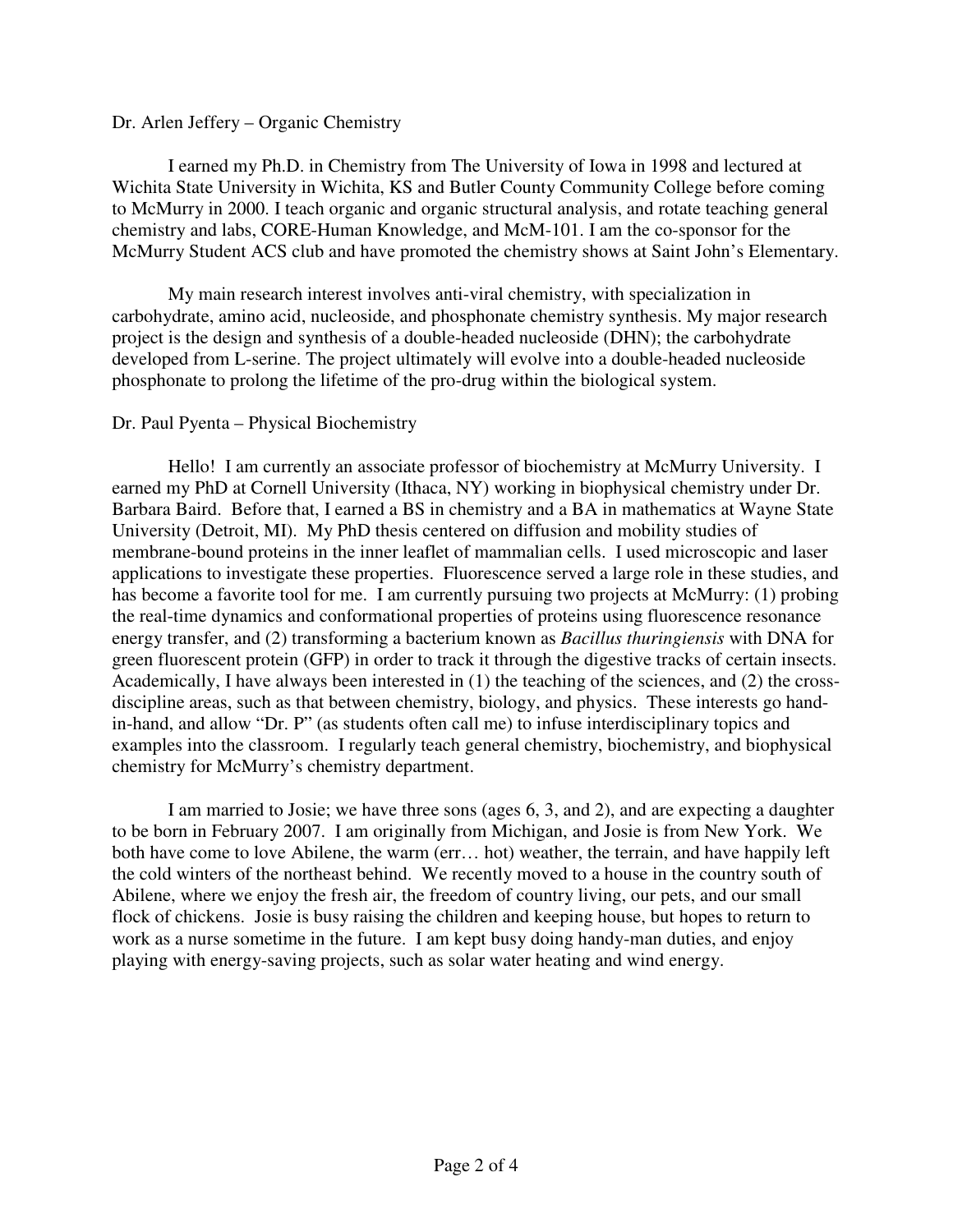Dr. Arlen Jeffery – Organic Chemistry

I earned my Ph.D. in Chemistry from The University of Iowa in 1998 and lectured at Wichita State University in Wichita, KS and Butler County Community College before coming to McMurry in 2000. I teach organic and organic structural analysis, and rotate teaching general chemistry and labs, CORE-Human Knowledge, and McM-101. I am the co-sponsor for the McMurry Student ACS club and have promoted the chemistry shows at Saint John's Elementary.

My main research interest involves anti-viral chemistry, with specialization in carbohydrate, amino acid, nucleoside, and phosphonate chemistry synthesis. My major research project is the design and synthesis of a double-headed nucleoside (DHN); the carbohydrate developed from L-serine. The project ultimately will evolve into a double-headed nucleoside phosphonate to prolong the lifetime of the pro-drug within the biological system.

Dr. Paul Pyenta – Physical Biochemistry

Hello! I am currently an associate professor of biochemistry at McMurry University. I earned my PhD at Cornell University (Ithaca, NY) working in biophysical chemistry under Dr. Barbara Baird. Before that, I earned a BS in chemistry and a BA in mathematics at Wayne State University (Detroit, MI). My PhD thesis centered on diffusion and mobility studies of membrane-bound proteins in the inner leaflet of mammalian cells. I used microscopic and laser applications to investigate these properties. Fluorescence served a large role in these studies, and has become a favorite tool for me. I am currently pursuing two projects at McMurry: (1) probing the real-time dynamics and conformational properties of proteins using fluorescence resonance energy transfer, and (2) transforming a bacterium known as *Bacillus thuringiensis* with DNA for green fluorescent protein (GFP) in order to track it through the digestive tracks of certain insects. Academically, I have always been interested in (1) the teaching of the sciences, and (2) the cross-discipline areas, such as that between chemistry, biology, and physics. These interests go hand-in-hand, and allow "Dr. P" (as students often call me) to infuse interdisciplinary topics and examples into the classroom. I regularly teach general chemistry, biochemistry, and biophysical chemistry for McMurry's chemistry department.

I am married to Josie; we have three sons (ages 6, 3, and 2), and are expecting a daughter to be born in February 2007. I am originally from Michigan, and Josie is from New York. We both have come to love Abilene, the warm (err… hot) weather, the terrain, and have happily left the cold winters of the northeast behind. We recently moved to a house in the country south of Abilene, where we enjoy the fresh air, the freedom of country living, our pets, and our small flock of chickens. Josie is busy raising the children and keeping house, but hopes to return to work as a nurse sometime in the future. I am kept busy doing handy-man duties, and enjoy playing with energy-saving projects, such as solar water heating and wind energy.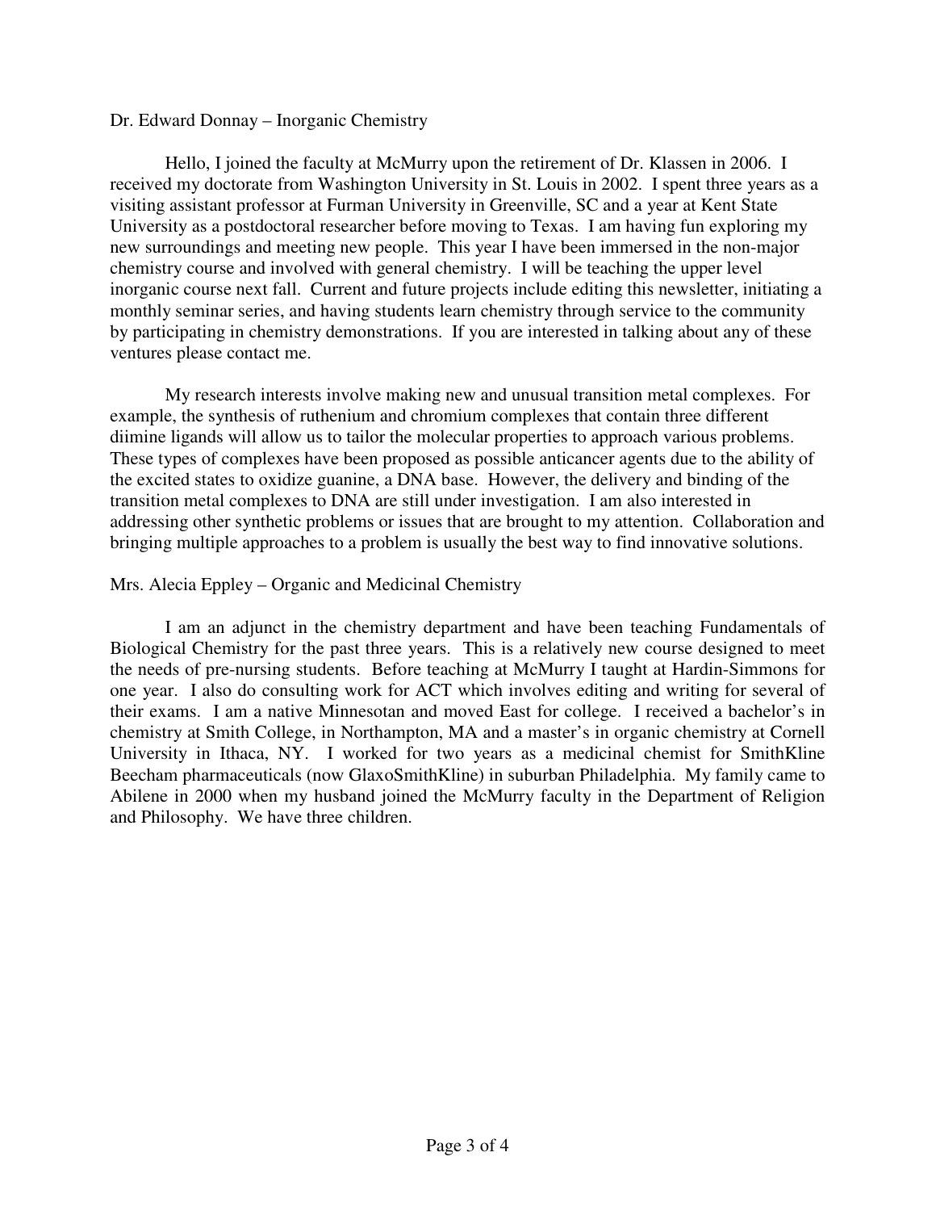Dr. Edward Donnay – Inorganic Chemistry

Hello, I joined the faculty at McMurry upon the retirement of Dr. Klassen in 2006. I received my doctorate from Washington University in St. Louis in 2002. I spent three years as a visiting assistant professor at Furman University in Greenville, SC and a year at Kent State University as a postdoctoral researcher before moving to Texas. I am having fun exploring my new surroundings and meeting new people. This year I have been immersed in the non-major chemistry course and involved with general chemistry. I will be teaching the upper level inorganic course next fall. Current and future projects include editing this newsletter, initiating a monthly seminar series, and having students learn chemistry through service to the community by participating in chemistry demonstrations. If you are interested in talking about any of these ventures please contact me.

My research interests involve making new and unusual transition metal complexes. For example, the synthesis of ruthenium and chromium complexes that contain three different diimine ligands will allow us to tailor the molecular properties to approach various problems. These types of complexes have been proposed as possible anticancer agents due to the ability of the excited states to oxidize guanine, a DNA base. However, the delivery and binding of the transition metal complexes to DNA are still under investigation. I am also interested in addressing other synthetic problems or issues that are brought to my attention. Collaboration and bringing multiple approaches to a problem is usually the best way to find innovative solutions.

Mrs. Alecia Eppley – Organic and Medicinal Chemistry

I am an adjunct in the chemistry department and have been teaching Fundamentals of Biological Chemistry for the past three years. This is a relatively new course designed to meet the needs of pre-nursing students. Before teaching at McMurry I taught at Hardin-Simmons for one year. I also do consulting work for ACT which involves editing and writing for several of their exams. I am a native Minnesotan and moved East for college. I received a bachelor's in chemistry at Smith College, in Northampton, MA and a master's in organic chemistry at Cornell University in Ithaca, NY. I worked for two years as a medicinal chemist for SmithKline Beecham pharmaceuticals (now GlaxoSmithKline) in suburban Philadelphia. My family came to Abilene in 2000 when my husband joined the McMurry faculty in the Department of Religion and Philosophy. We have three children.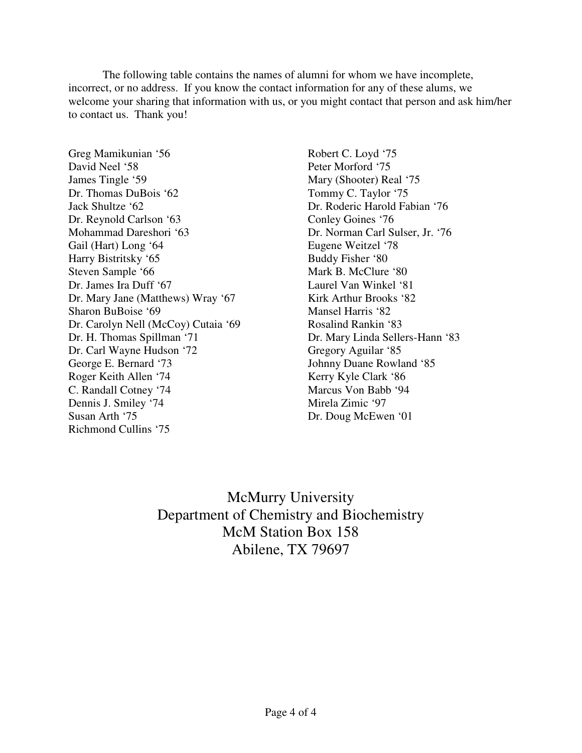The following table contains the names of alumni for whom we have incomplete, incorrect, or no address. If you know the contact information for any of these alums, we welcome your sharing that information with us, or you might contact that person and ask him/her to contact us. Thank you!

Greg Mamikunian '56
David Neel '58
James Tingle '59
Dr. Thomas DuBois '62
Jack Shultze '62
Dr. Reynold Carlson '63
Mohammad Dareshori '63
Gail (Hart) Long '64
Harry Bistritsky '65
Steven Sample '66
Dr. James Ira Duff '67
Dr. Mary Jane (Matthews) Wray '67
Sharon BuBoise '69
Dr. Carolyn Nell (McCoy) Cutaia '69
Dr. H. Thomas Spillman '71
Dr. Carl Wayne Hudson '72
George E. Bernard '73
Roger Keith Allen '74
C. Randall Cotney '74
Dennis J. Smiley '74
Susan Arth '75
Richmond Cullins '75
Robert C. Loyd '75
Peter Morford '75
Mary (Shooter) Real '75
Tommy C. Taylor '75
Dr. Roderic Harold Fabian '76
Conley Goines '76
Dr. Norman Carl Sulser, Jr. '76
Eugene Weitzel '78
Buddy Fisher '80
Mark B. McClure '80
Laurel Van Winkel '81
Kirk Arthur Brooks '82
Mansel Harris '82
Rosalind Rankin '83
Dr. Mary Linda Sellers-Hann '83
Gregory Aguilar '85
Johnny Duane Rowland '85
Kerry Kyle Clark '86
Marcus Von Babb '94
Mirela Zimic '97
Dr. Doug McEwen '01

McMurry University
Department of Chemistry and Biochemistry
McM Station Box 158
Abilene, TX 79697